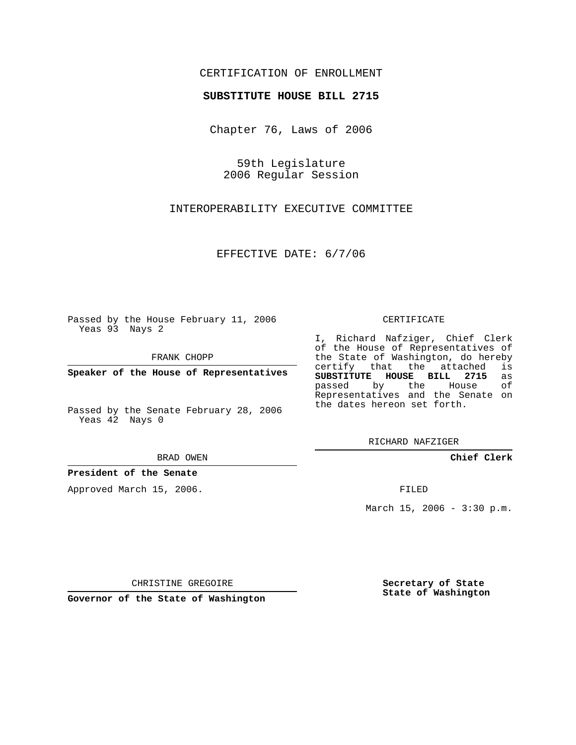CERTIFICATION OF ENROLLMENT

**SUBSTITUTE HOUSE BILL 2715**

Chapter 76, Laws of 2006

59th Legislature
2006 Regular Session

INTEROPERABILITY EXECUTIVE COMMITTEE

EFFECTIVE DATE: 6/7/06

Passed by the House February 11, 2006
Yeas 93 Nays 2

FRANK CHOPP

**Speaker of the House of Representatives**

Passed by the Senate February 28, 2006
Yeas 42 Nays 0

BRAD OWEN

**President of the Senate**

Approved March 15, 2006.

CHRISTINE GREGOIRE

**Governor of the State of Washington**

CERTIFICATE

I, Richard Nafziger, Chief Clerk of the House of Representatives of the State of Washington, do hereby certify that the attached is **SUBSTITUTE HOUSE BILL 2715** as passed by the House of Representatives and the Senate on the dates hereon set forth.

RICHARD NAFZIGER

**Chief Clerk**

FILED

March 15, 2006 - 3:30 p.m.

**Secretary of State**
**State of Washington**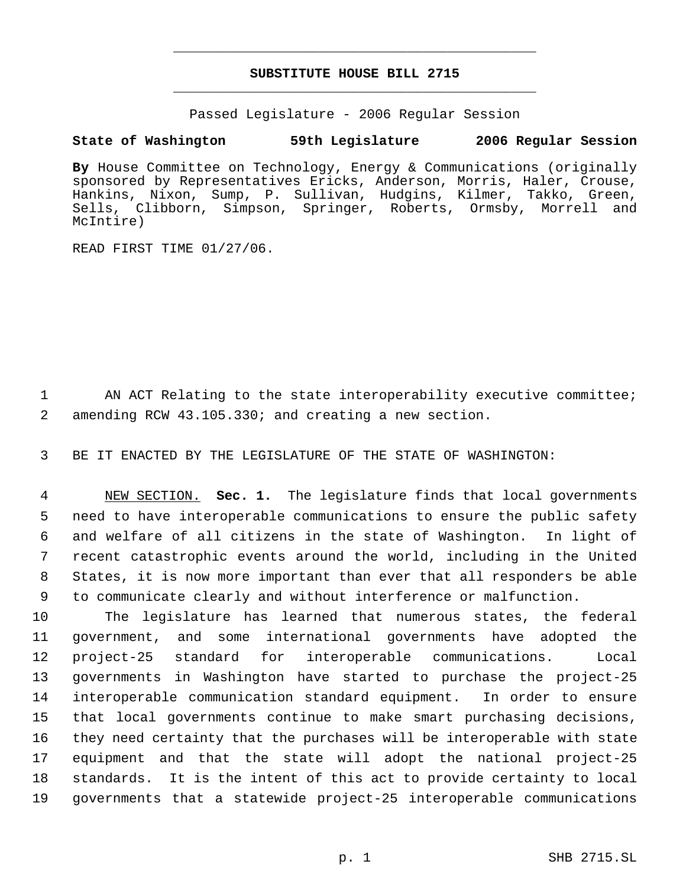# SUBSTITUTE HOUSE BILL 2715

Passed Legislature - 2006 Regular Session

**State of Washington 59th Legislature 2006 Regular Session**

**By** House Committee on Technology, Energy & Communications (originally sponsored by Representatives Ericks, Anderson, Morris, Haler, Crouse, Hankins, Nixon, Sump, P. Sullivan, Hudgins, Kilmer, Takko, Green, Sells, Clibborn, Simpson, Springer, Roberts, Ormsby, Morrell and McIntire)

READ FIRST TIME 01/27/06.

AN ACT Relating to the state interoperability executive committee; amending RCW 43.105.330; and creating a new section.

BE IT ENACTED BY THE LEGISLATURE OF THE STATE OF WASHINGTON:

NEW SECTION. **Sec. 1.** The legislature finds that local governments need to have interoperable communications to ensure the public safety and welfare of all citizens in the state of Washington. In light of recent catastrophic events around the world, including in the United States, it is now more important than ever that all responders be able to communicate clearly and without interference or malfunction.

The legislature has learned that numerous states, the federal government, and some international governments have adopted the project-25 standard for interoperable communications. Local governments in Washington have started to purchase the project-25 interoperable communication standard equipment. In order to ensure that local governments continue to make smart purchasing decisions, they need certainty that the purchases will be interoperable with state equipment and that the state will adopt the national project-25 standards. It is the intent of this act to provide certainty to local governments that a statewide project-25 interoperable communications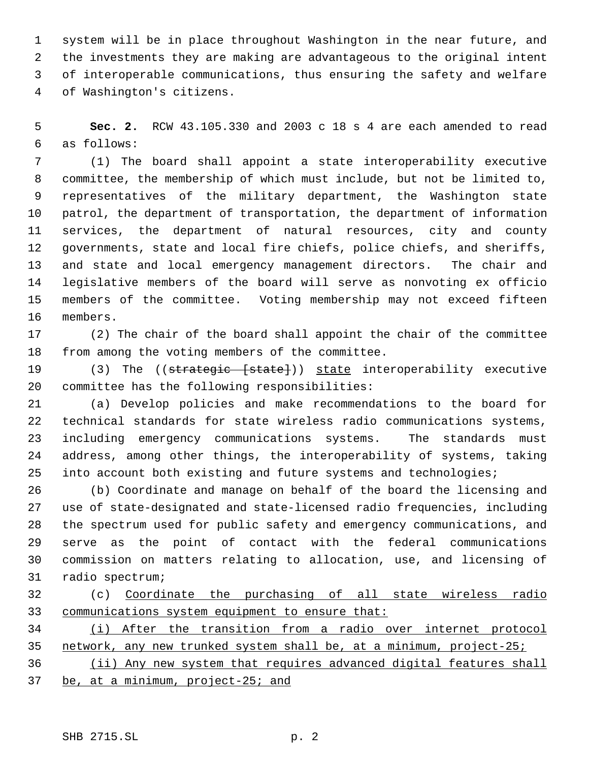system will be in place throughout Washington in the near future, and the investments they are making are advantageous to the original intent of interoperable communications, thus ensuring the safety and welfare of Washington's citizens.

**Sec. 2.** RCW 43.105.330 and 2003 c 18 s 4 are each amended to read as follows:

(1) The board shall appoint a state interoperability executive committee, the membership of which must include, but not be limited to, representatives of the military department, the Washington state patrol, the department of transportation, the department of information services, the department of natural resources, city and county governments, state and local fire chiefs, police chiefs, and sheriffs, and state and local emergency management directors. The chair and legislative members of the board will serve as nonvoting ex officio members of the committee. Voting membership may not exceed fifteen members.

(2) The chair of the board shall appoint the chair of the committee from among the voting members of the committee.

(3) The ((~~strategic [state]~~)) <u>state</u> interoperability executive committee has the following responsibilities:

(a) Develop policies and make recommendations to the board for technical standards for state wireless radio communications systems, including emergency communications systems. The standards must address, among other things, the interoperability of systems, taking into account both existing and future systems and technologies;

(b) Coordinate and manage on behalf of the board the licensing and use of state-designated and state-licensed radio frequencies, including the spectrum used for public safety and emergency communications, and serve as the point of contact with the federal communications commission on matters relating to allocation, use, and licensing of radio spectrum;

(c) <u>Coordinate the purchasing of all state wireless radio communications system equipment to ensure that:</u>

<u>(i) After the transition from a radio over internet protocol network, any new trunked system shall be, at a minimum, project-25;</u>

<u>(ii) Any new system that requires advanced digital features shall be, at a minimum, project-25; and</u>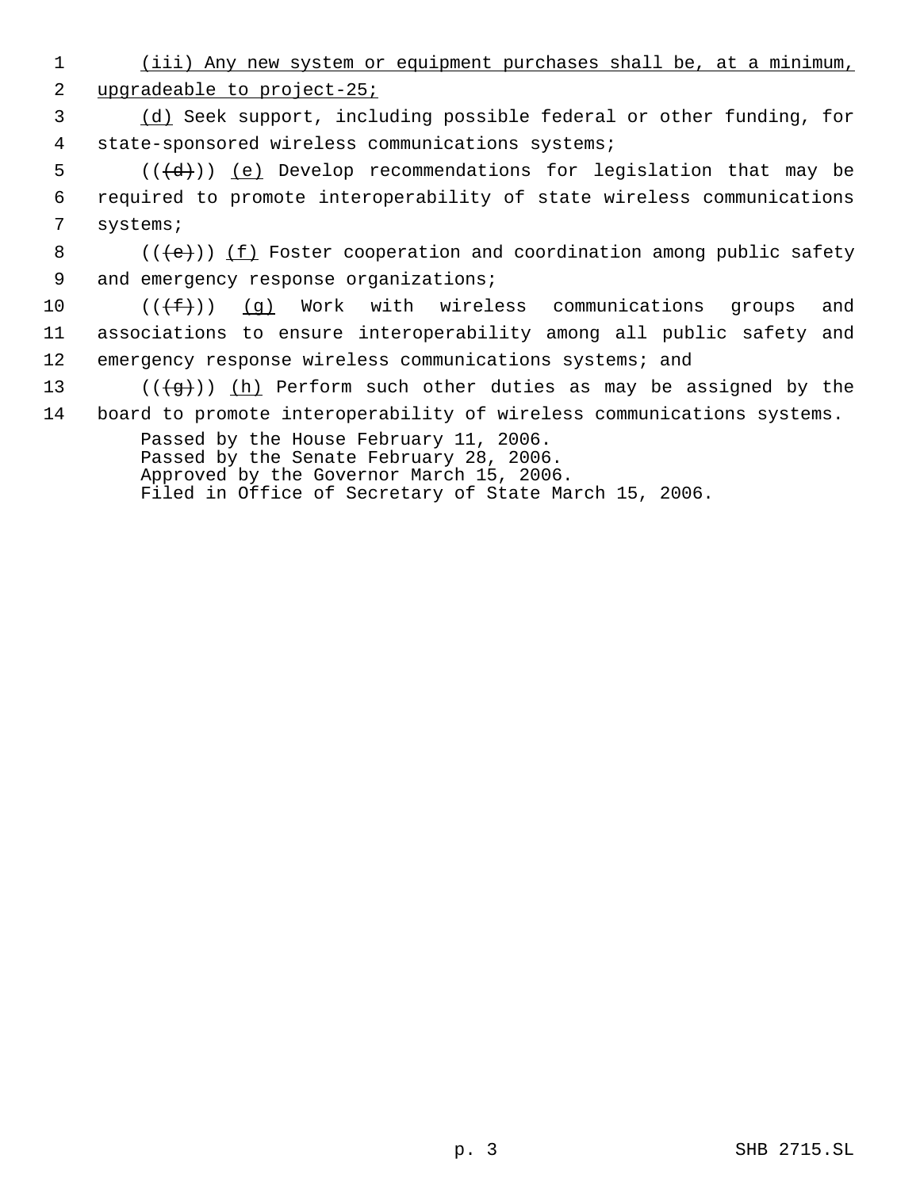(iii) Any new system or equipment purchases shall be, at a minimum, upgradeable to project-25;

(d) Seek support, including possible federal or other funding, for state-sponsored wireless communications systems;

(((d))) (e) Develop recommendations for legislation that may be required to promote interoperability of state wireless communications systems;

(((e))) (f) Foster cooperation and coordination among public safety and emergency response organizations;

(((f))) (g) Work with wireless communications groups and associations to ensure interoperability among all public safety and emergency response wireless communications systems; and

(((g))) (h) Perform such other duties as may be assigned by the board to promote interoperability of wireless communications systems.

Passed by the House February 11, 2006.
Passed by the Senate February 28, 2006.
Approved by the Governor March 15, 2006.
Filed in Office of Secretary of State March 15, 2006.